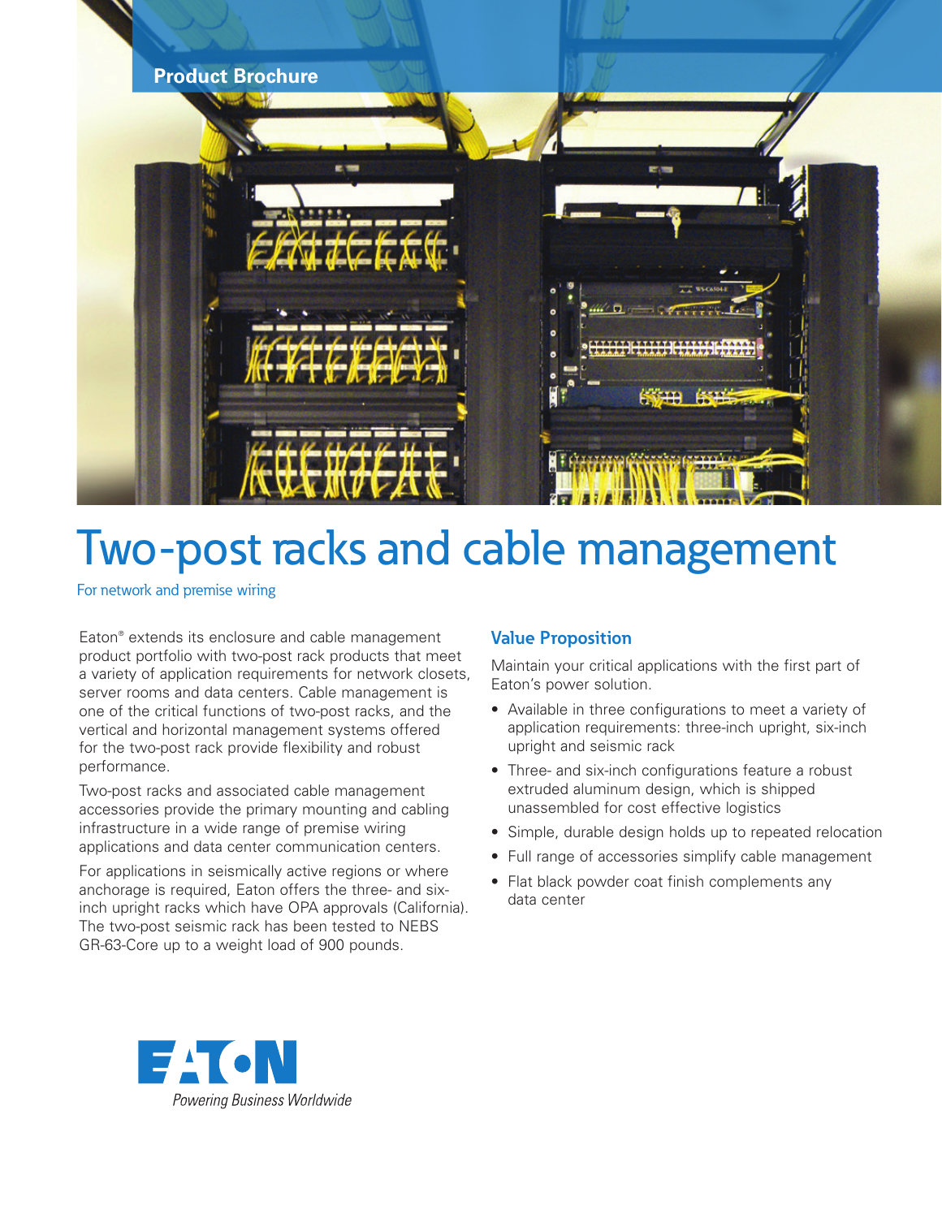Product Brochure

# Two-post racks and cable management

For network and premise wiring

Eaton® extends its enclosure and cable management product portfolio with two-post rack products that meet a variety of application requirements for network closets, server rooms and data centers. Cable management is one of the critical functions of two-post racks, and the vertical and horizontal management systems offered for the two-post rack provide flexibility and robust performance.

Two-post racks and associated cable management accessories provide the primary mounting and cabling infrastructure in a wide range of premise wiring applications and data center communication centers.

For applications in seismically active regions or where anchorage is required, Eaton offers the three- and six-inch upright racks which have OPA approvals (California). The two-post seismic rack has been tested to NEBS GR-63-Core up to a weight load of 900 pounds.

## Value Proposition

Maintain your critical applications with the first part of Eaton's power solution.

- Available in three configurations to meet a variety of application requirements: three-inch upright, six-inch upright and seismic rack
- Three- and six-inch configurations feature a robust extruded aluminum design, which is shipped unassembled for cost effective logistics
- Simple, durable design holds up to repeated relocation
- Full range of accessories simplify cable management
- Flat black powder coat finish complements any data center

EATON
*Powering Business Worldwide*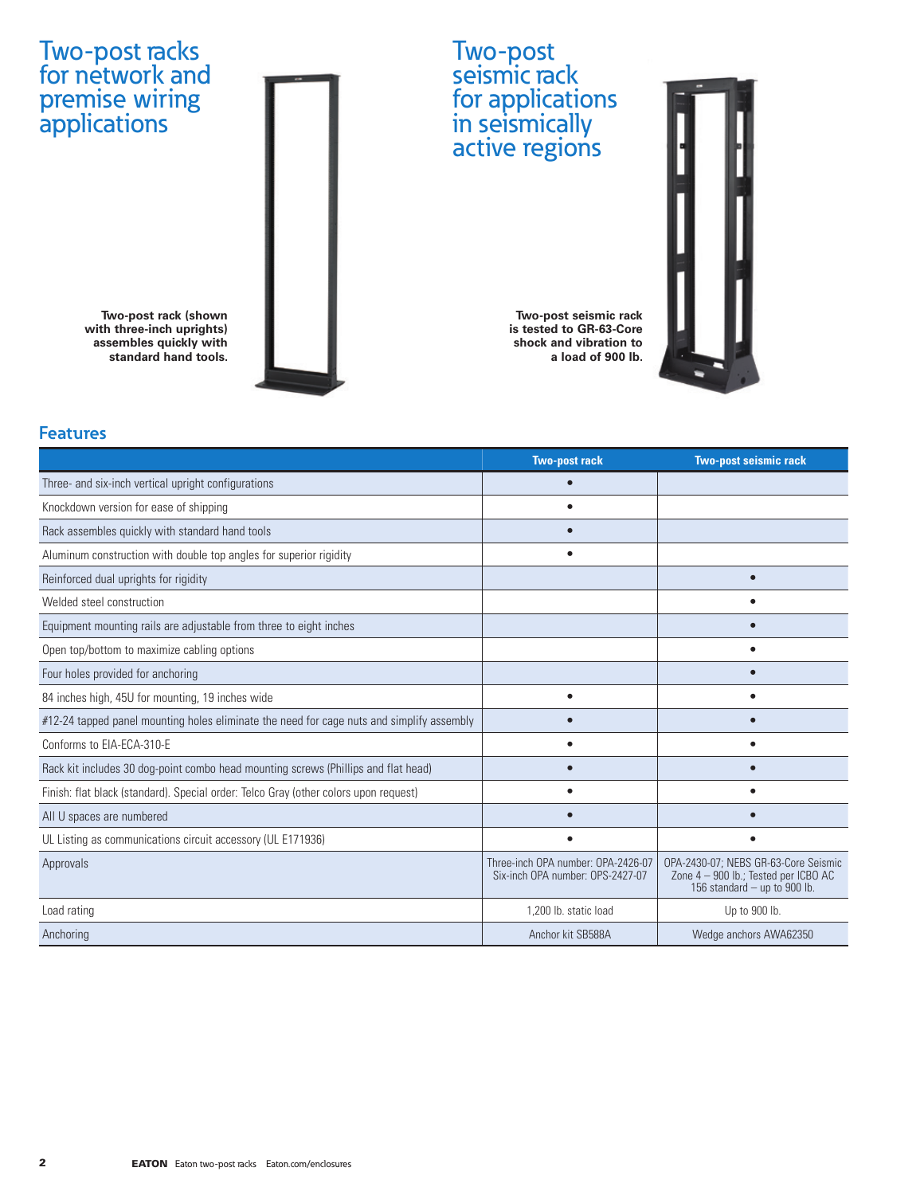# Two-post racks for network and premise wiring applications

**Two-post rack (shown with three-inch uprights) assembles quickly with standard hand tools.**

# Two-post seismic rack for applications in seismically active regions

**Two-post seismic rack is tested to GR-63-Core shock and vibration to a load of 900 lb.**

## Features

| | Two-post rack | Two-post seismic rack |
|---|---|---|
| Three- and six-inch vertical upright configurations | • | |
| Knockdown version for ease of shipping | • | |
| Rack assembles quickly with standard hand tools | • | |
| Aluminum construction with double top angles for superior rigidity | • | |
| Reinforced dual uprights for rigidity | | • |
| Welded steel construction | | • |
| Equipment mounting rails are adjustable from three to eight inches | | • |
| Open top/bottom to maximize cabling options | | • |
| Four holes provided for anchoring | | • |
| 84 inches high, 45U for mounting, 19 inches wide | • | • |
| #12-24 tapped panel mounting holes eliminate the need for cage nuts and simplify assembly | • | • |
| Conforms to EIA-ECA-310-E | • | • |
| Rack kit includes 30 dog-point combo head mounting screws (Phillips and flat head) | • | • |
| Finish: flat black (standard). Special order: Telco Gray (other colors upon request) | • | • |
| All U spaces are numbered | • | • |
| UL Listing as communications circuit accessory (UL E171936) | • | • |
| Approvals | Three-inch OPA number: OPA-2426-07 Six-inch OPA number: OPS-2427-07 | OPA-2430-07; NEBS GR-63-Core Seismic Zone 4 – 900 lb.; Tested per ICBO AC 156 standard – up to 900 lb. |
| Load rating | 1,200 lb. static load | Up to 900 lb. |
| Anchoring | Anchor kit SB588A | Wedge anchors AWA62350 |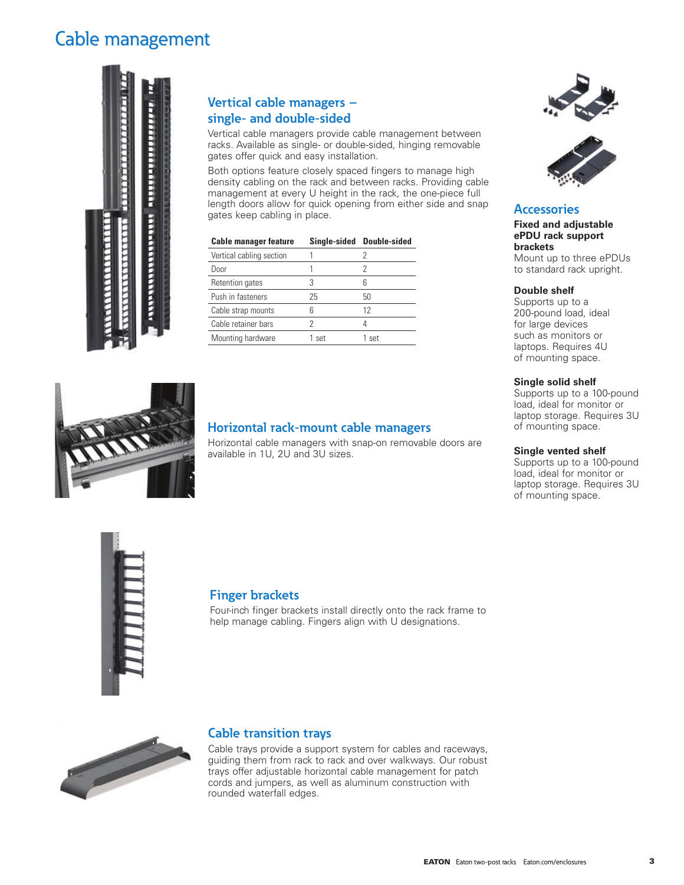# Cable management

## Vertical cable managers – single- and double-sided

Vertical cable managers provide cable management between racks. Available as single- or double-sided, hinging removable gates offer quick and easy installation.

Both options feature closely spaced fingers to manage high density cabling on the rack and between racks. Providing cable management at every U height in the rack, the one-piece full length doors allow for quick opening from either side and snap gates keep cabling in place.

| Cable manager feature | Single-sided | Double-sided |
|---|---|---|
| Vertical cabling section | 1 | 2 |
| Door | 1 | 2 |
| Retention gates | 3 | 6 |
| Push in fasteners | 25 | 50 |
| Cable strap mounts | 6 | 12 |
| Cable retainer bars | 2 | 4 |
| Mounting hardware | 1 set | 1 set |

## Horizontal rack-mount cable managers

Horizontal cable managers with snap-on removable doors are available in 1U, 2U and 3U sizes.

## Finger brackets

Four-inch finger brackets install directly onto the rack frame to help manage cabling. Fingers align with U designations.

## Cable transition trays

Cable trays provide a support system for cables and raceways, guiding them from rack to rack and over walkways. Our robust trays offer adjustable horizontal cable management for patch cords and jumpers, as well as aluminum construction with rounded waterfall edges.

## Accessories

**Fixed and adjustable ePDU rack support brackets**
Mount up to three ePDUs to standard rack upright.

**Double shelf**
Supports up to a 200-pound load, ideal for large devices such as monitors or laptops. Requires 4U of mounting space.

**Single solid shelf**
Supports up to a 100-pound load, ideal for monitor or laptop storage. Requires 3U of mounting space.

**Single vented shelf**
Supports up to a 100-pound load, ideal for monitor or laptop storage. Requires 3U of mounting space.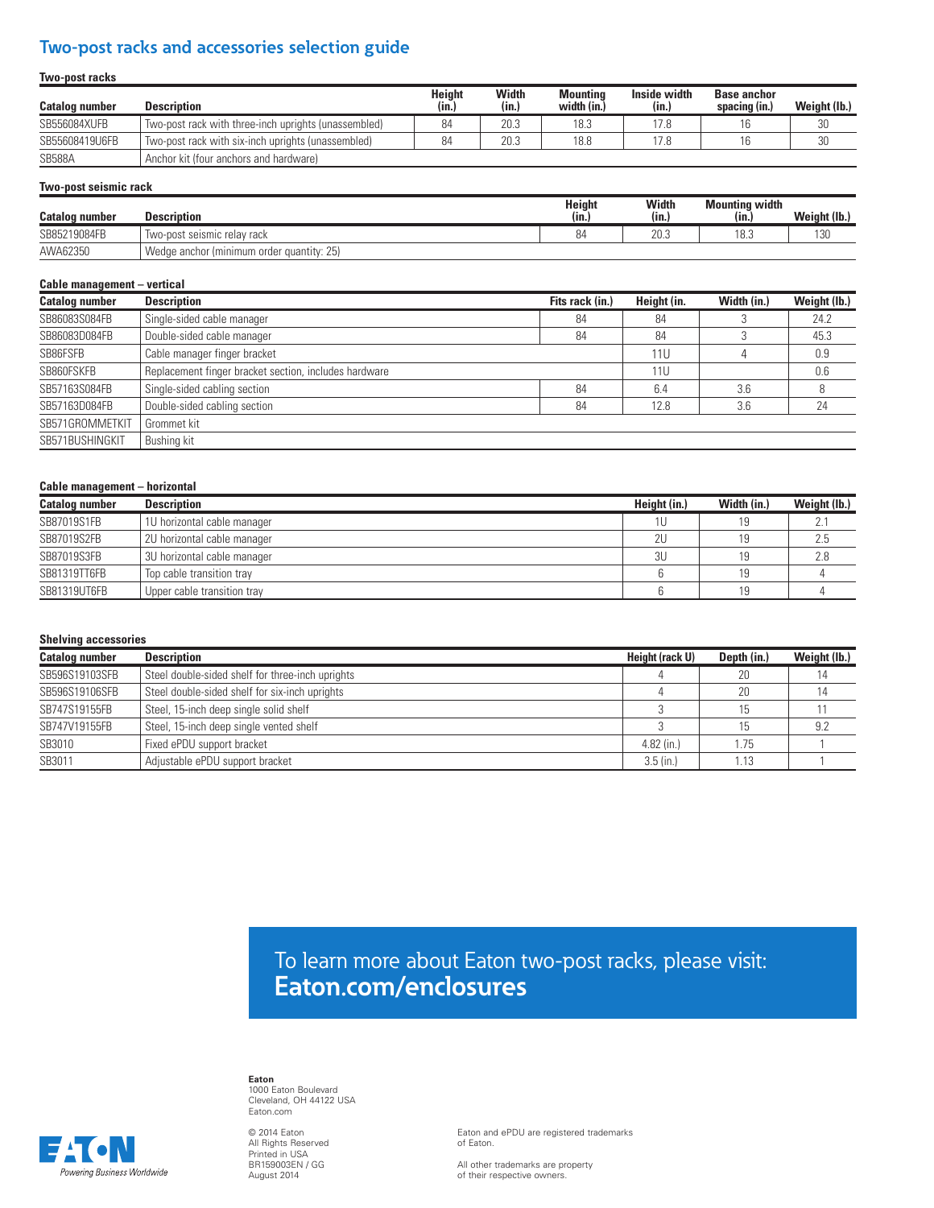## Two-post racks and accessories selection guide

### Two-post racks

| Catalog number | Description | Height (in.) | Width (in.) | Mounting width (in.) | Inside width (in.) | Base anchor spacing (in.) | Weight (lb.) |
|---|---|---|---|---|---|---|---|
| SB556084XUFB | Two-post rack with three-inch uprights (unassembled) | 84 | 20.3 | 18.3 | 17.8 | 16 | 30 |
| SB55608419U6FB | Two-post rack with six-inch uprights (unassembled) | 84 | 20.3 | 18.8 | 17.8 | 16 | 30 |
| SB588A | Anchor kit (four anchors and hardware) | | | | | | |

### Two-post seismic rack

| Catalog number | Description | Height (in.) | Width (in.) | Mounting width (in.) | Weight (lb.) |
|---|---|---|---|---|---|
| SB85219084FB | Two-post seismic relay rack | 84 | 20.3 | 18.3 | 130 |
| AWA62350 | Wedge anchor (minimum order quantity: 25) | | | | |

### Cable management – vertical

| Catalog number | Description | Fits rack (in.) | Height (in. | Width (in.) | Weight (lb.) |
|---|---|---|---|---|---|
| SB86083S084FB | Single-sided cable manager | 84 | 84 | 3 | 24.2 |
| SB86083D084FB | Double-sided cable manager | 84 | 84 | 3 | 45.3 |
| SB86FSFB | Cable manager finger bracket | | 11U | 4 | 0.9 |
| SB860FSKFB | Replacement finger bracket section, includes hardware | | 11U | | 0.6 |
| SB57163S084FB | Single-sided cabling section | 84 | 6.4 | 3.6 | 8 |
| SB57163D084FB | Double-sided cabling section | 84 | 12.8 | 3.6 | 24 |
| SB571GROMMETKIT | Grommet kit | | | | |
| SB571BUSHINGKIT | Bushing kit | | | | |

### Cable management – horizontal

| Catalog number | Description | Height (in.) | Width (in.) | Weight (lb.) |
|---|---|---|---|---|
| SB87019S1FB | 1U horizontal cable manager | 1U | 19 | 2.1 |
| SB87019S2FB | 2U horizontal cable manager | 2U | 19 | 2.5 |
| SB87019S3FB | 3U horizontal cable manager | 3U | 19 | 2.8 |
| SB81319TT6FB | Top cable transition tray | 6 | 19 | 4 |
| SB81319UT6FB | Upper cable transition tray | 6 | 19 | 4 |

### Shelving accessories

| Catalog number | Description | Height (rack U) | Depth (in.) | Weight (lb.) |
|---|---|---|---|---|
| SB596S19103SFB | Steel double-sided shelf for three-inch uprights | 4 | 20 | 14 |
| SB596S19106SFB | Steel double-sided shelf for six-inch uprights | 4 | 20 | 14 |
| SB747S19155FB | Steel, 15-inch deep single solid shelf | 3 | 15 | 11 |
| SB747V19155FB | Steel, 15-inch deep single vented shelf | 3 | 15 | 9.2 |
| SB3010 | Fixed ePDU support bracket | 4.82 (in.) | 1.75 | 1 |
| SB3011 | Adjustable ePDU support bracket | 3.5 (in.) | 1.13 | 1 |

To learn more about Eaton two-post racks, please visit:
**Eaton.com/enclosures**

**Eaton**
1000 Eaton Boulevard
Cleveland, OH 44122 USA
Eaton.com

© 2014 Eaton
All Rights Reserved
Printed in USA
BR159003EN / GG
August 2014

Eaton and ePDU are registered trademarks of Eaton.

All other trademarks are property of their respective owners.

EATON
*Powering Business Worldwide*